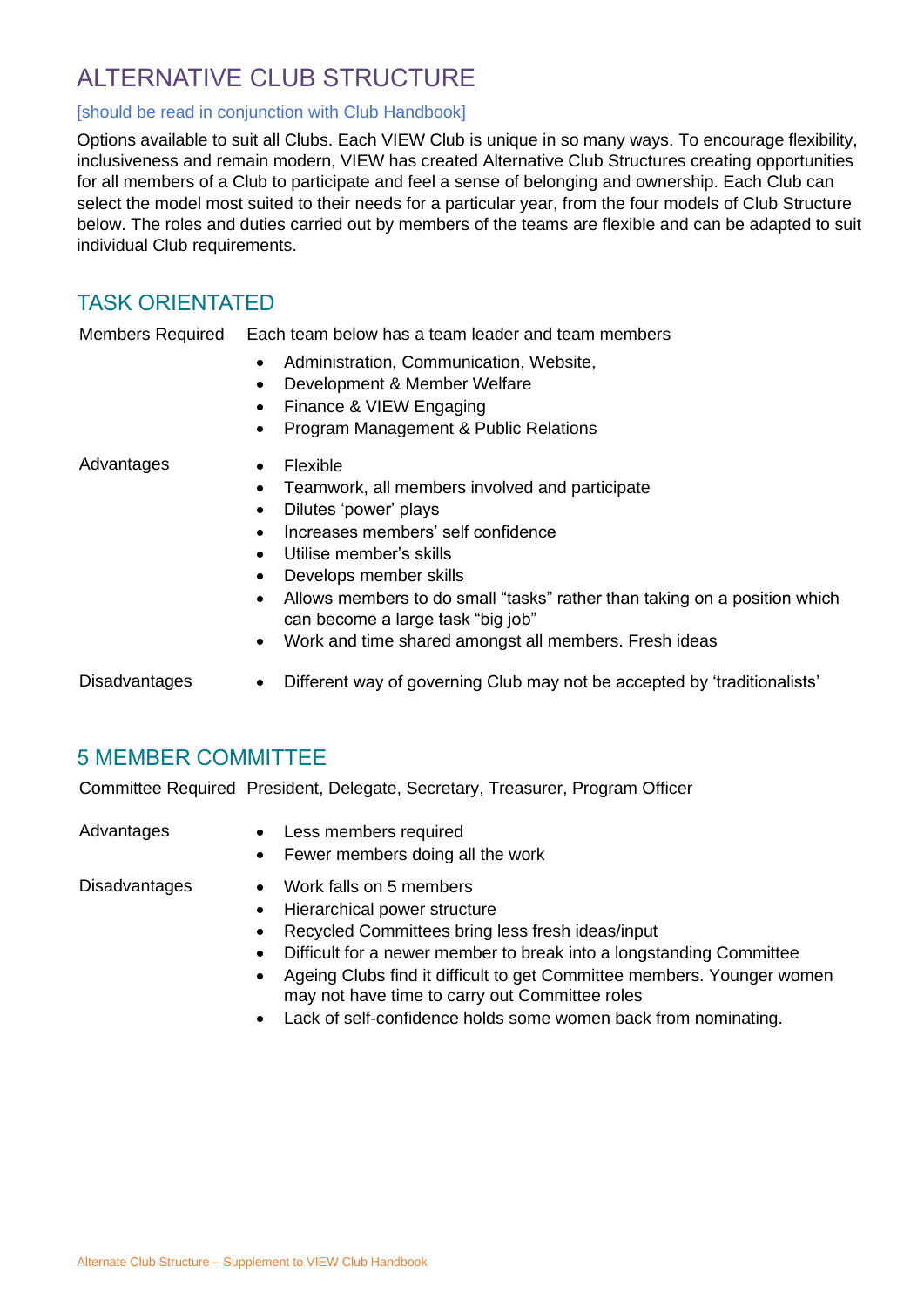# ALTERNATIVE CLUB STRUCTURE

[should be read in conjunction with Club Handbook]

Options available to suit all Clubs. Each VIEW Club is unique in so many ways. To encourage flexibility, inclusiveness and remain modern, VIEW has created Alternative Club Structures creating opportunities for all members of a Club to participate and feel a sense of belonging and ownership. Each Club can select the model most suited to their needs for a particular year, from the four models of Club Structure below. The roles and duties carried out by members of the teams are flexible and can be adapted to suit individual Club requirements.

## TASK ORIENTATED

**Members Required**

Each team below has a team leader and team members

- Administration, Communication, Website,
- Development & Member Welfare
- Finance & VIEW Engaging
- Program Management & Public Relations

**Advantages**

- Flexible
- Teamwork, all members involved and participate
- Dilutes 'power' plays
- Increases members' self confidence
- Utilise member's skills
- Develops member skills
- Allows members to do small "tasks" rather than taking on a position which can become a large task "big job"
- Work and time shared amongst all members. Fresh ideas

**Disadvantages**

- Different way of governing Club may not be accepted by 'traditionalists'

## 5 MEMBER COMMITTEE

**Committee Required**

President, Delegate, Secretary, Treasurer, Program Officer

**Advantages**

- Less members required
- Fewer members doing all the work

**Disadvantages**

- Work falls on 5 members
- Hierarchical power structure
- Recycled Committees bring less fresh ideas/input
- Difficult for a newer member to break into a longstanding Committee
- Ageing Clubs find it difficult to get Committee members. Younger women may not have time to carry out Committee roles
- Lack of self-confidence holds some women back from nominating.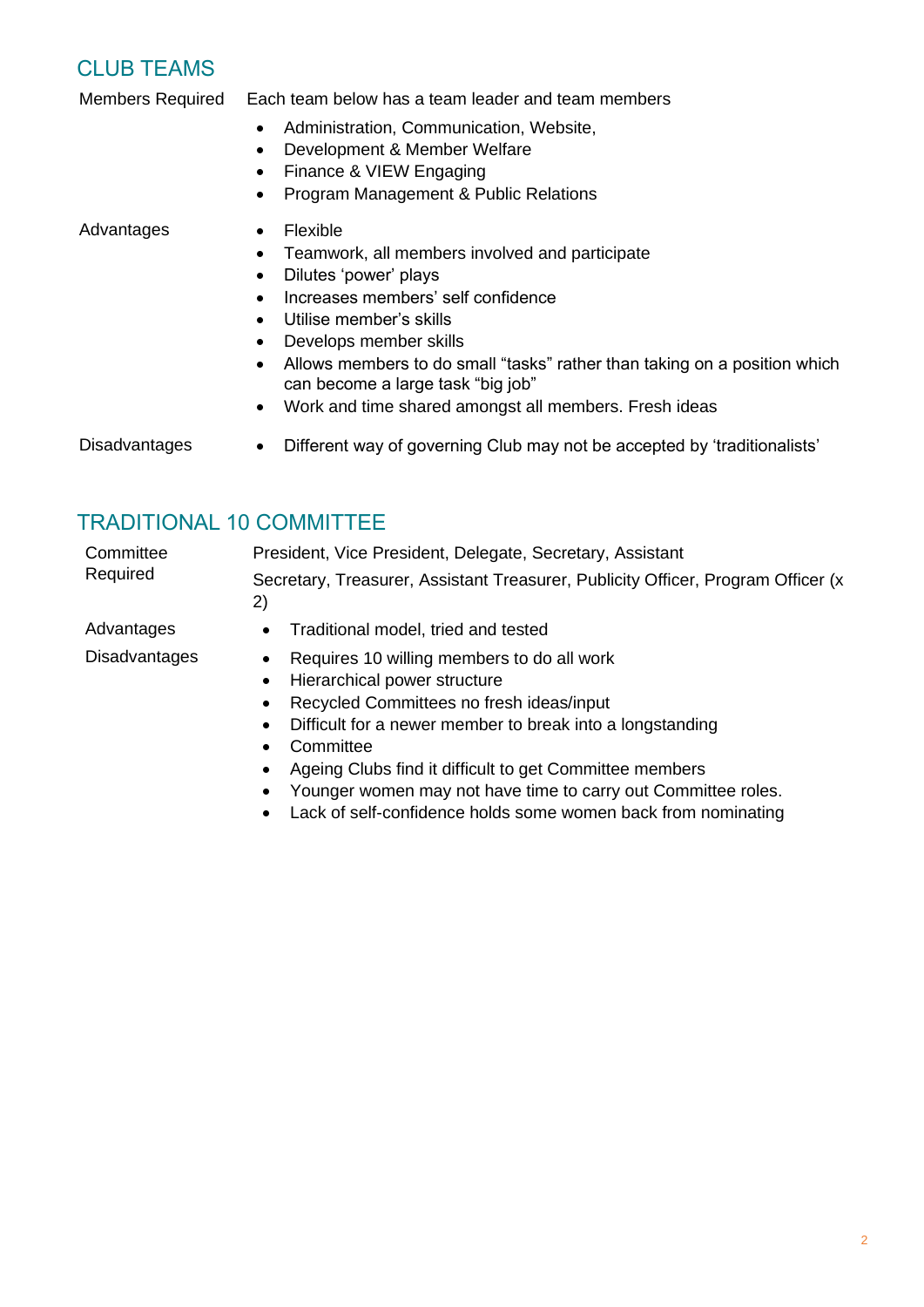## CLUB TEAMS

**Members Required**

Each team below has a team leader and team members

- Administration, Communication, Website,
- Development & Member Welfare
- Finance & VIEW Engaging
- Program Management & Public Relations

**Advantages**

- Flexible
- Teamwork, all members involved and participate
- Dilutes 'power' plays
- Increases members' self confidence
- Utilise member's skills
- Develops member skills
- Allows members to do small "tasks" rather than taking on a position which can become a large task "big job"
- Work and time shared amongst all members. Fresh ideas

**Disadvantages**

- Different way of governing Club may not be accepted by 'traditionalists'

## TRADITIONAL 10 COMMITTEE

**Committee Required**

President, Vice President, Delegate, Secretary, Assistant

Secretary, Treasurer, Assistant Treasurer, Publicity Officer, Program Officer (x 2)

**Advantages**

- Traditional model, tried and tested

**Disadvantages**

- Requires 10 willing members to do all work
- Hierarchical power structure
- Recycled Committees no fresh ideas/input
- Difficult for a newer member to break into a longstanding
- Committee
- Ageing Clubs find it difficult to get Committee members
- Younger women may not have time to carry out Committee roles.
- Lack of self-confidence holds some women back from nominating